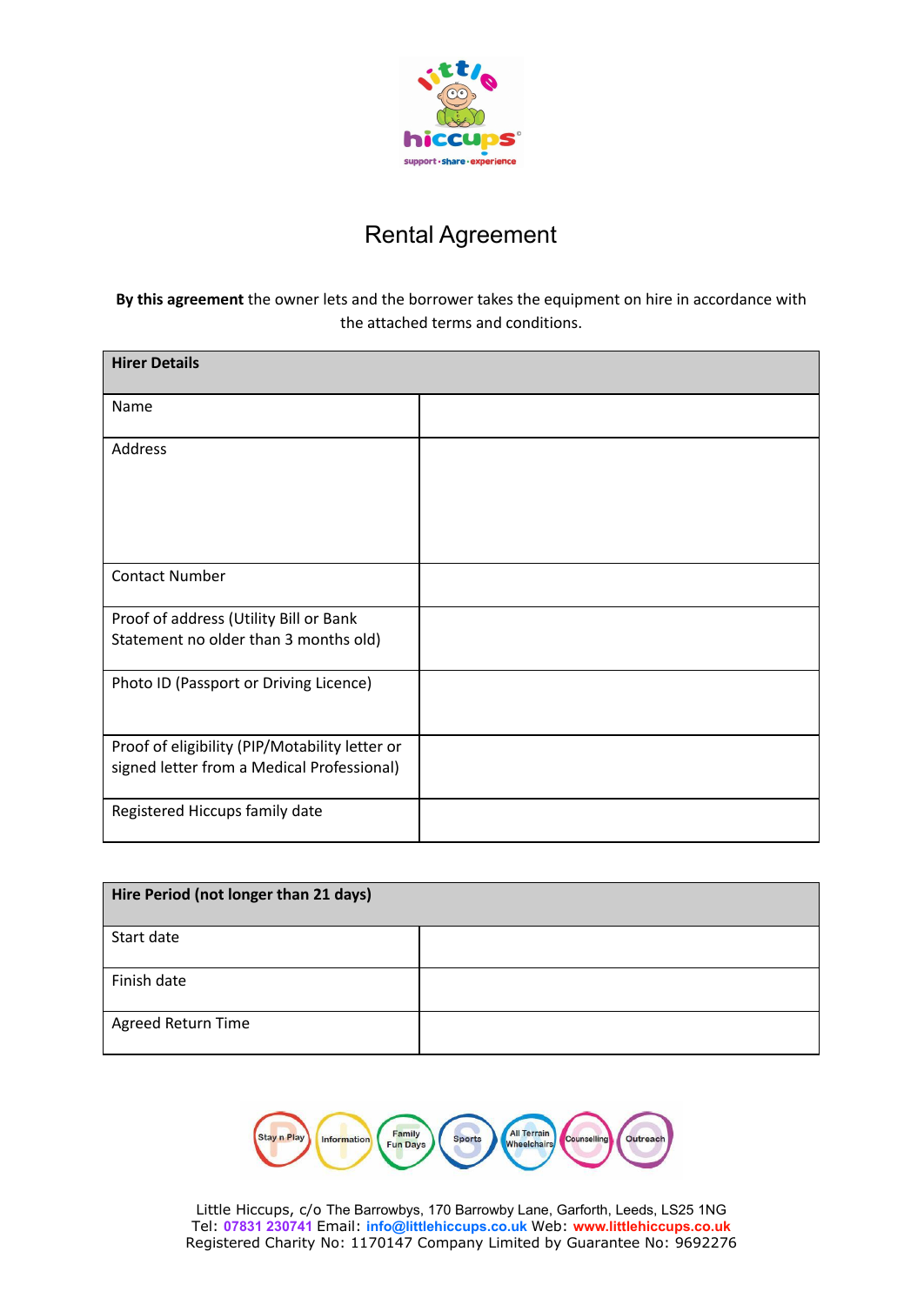# Rental Agreement

**By this agreement** the owner lets and the borrower takes the equipment on hire in accordance with the attached terms and conditions.

| **Hirer Details** | |
|---|---|
| Name | |
| Address | |
| Contact Number | |
| Proof of address (Utility Bill or Bank Statement no older than 3 months old) | |
| Photo ID (Passport or Driving Licence) | |
| Proof of eligibility (PIP/Motability letter or signed letter from a Medical Professional) | |
| Registered Hiccups family date | |

| **Hire Period (not longer than 21 days)** | |
|---|---|
| Start date | |
| Finish date | |
| Agreed Return Time | |

Stay n Play · Information · Family Fun Days · Sports · All Terrain Wheelchairs · Counselling · Outreach

Little Hiccups, c/o The Barrowbys, 170 Barrowby Lane, Garforth, Leeds, LS25 1NG
Tel: 07831 230741 Email: info@littlehiccups.co.uk Web: www.littlehiccups.co.uk
Registered Charity No: 1170147 Company Limited by Guarantee No: 9692276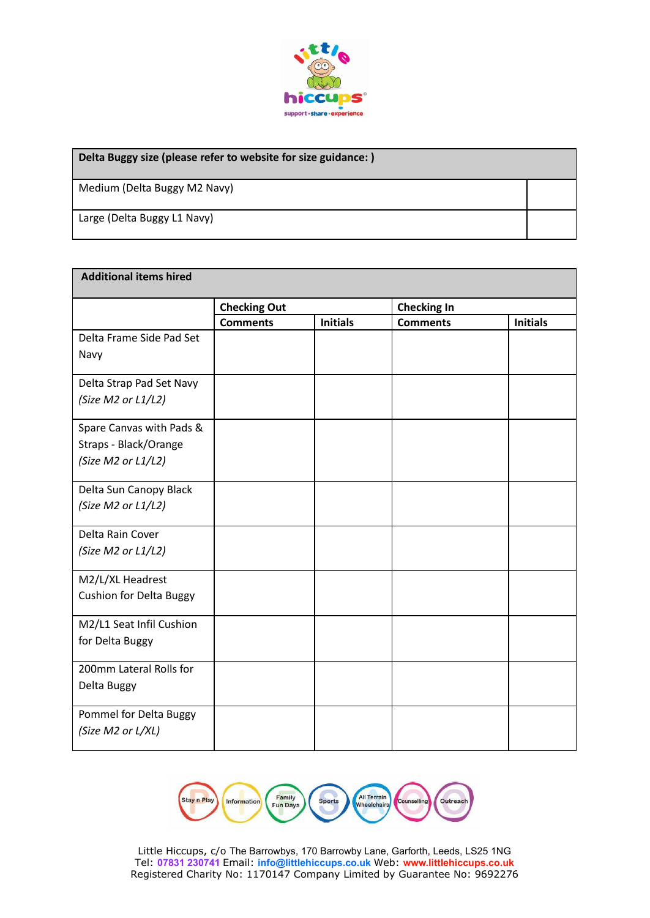| Delta Buggy size (please refer to website for size guidance: ) | |
|---|---|
| Medium (Delta Buggy M2 Navy) | |
| Large (Delta Buggy L1 Navy) | |

| **Additional items hired** | | | | |
|---|---|---|---|---|
| | **Checking Out** | | **Checking In** | |
| | **Comments** | **Initials** | **Comments** | **Initials** |
| Delta Frame Side Pad Set Navy | | | | |
| Delta Strap Pad Set Navy *(Size M2 or L1/L2)* | | | | |
| Spare Canvas with Pads & Straps - Black/Orange *(Size M2 or L1/L2)* | | | | |
| Delta Sun Canopy Black *(Size M2 or L1/L2)* | | | | |
| Delta Rain Cover *(Size M2 or L1/L2)* | | | | |
| M2/L/XL Headrest Cushion for Delta Buggy | | | | |
| M2/L1 Seat Infil Cushion for Delta Buggy | | | | |
| 200mm Lateral Rolls for Delta Buggy | | | | |
| Pommel for Delta Buggy *(Size M2 or L/XL)* | | | | |

Stay n Play · Information · Family Fun Days · Sports · All Terrain Wheelchairs · Counselling · Outreach

Little Hiccups, c/o The Barrowbys, 170 Barrowby Lane, Garforth, Leeds, LS25 1NG
Tel: 07831 230741 Email: info@littlehiccups.co.uk Web: www.littlehiccups.co.uk
Registered Charity No: 1170147 Company Limited by Guarantee No: 9692276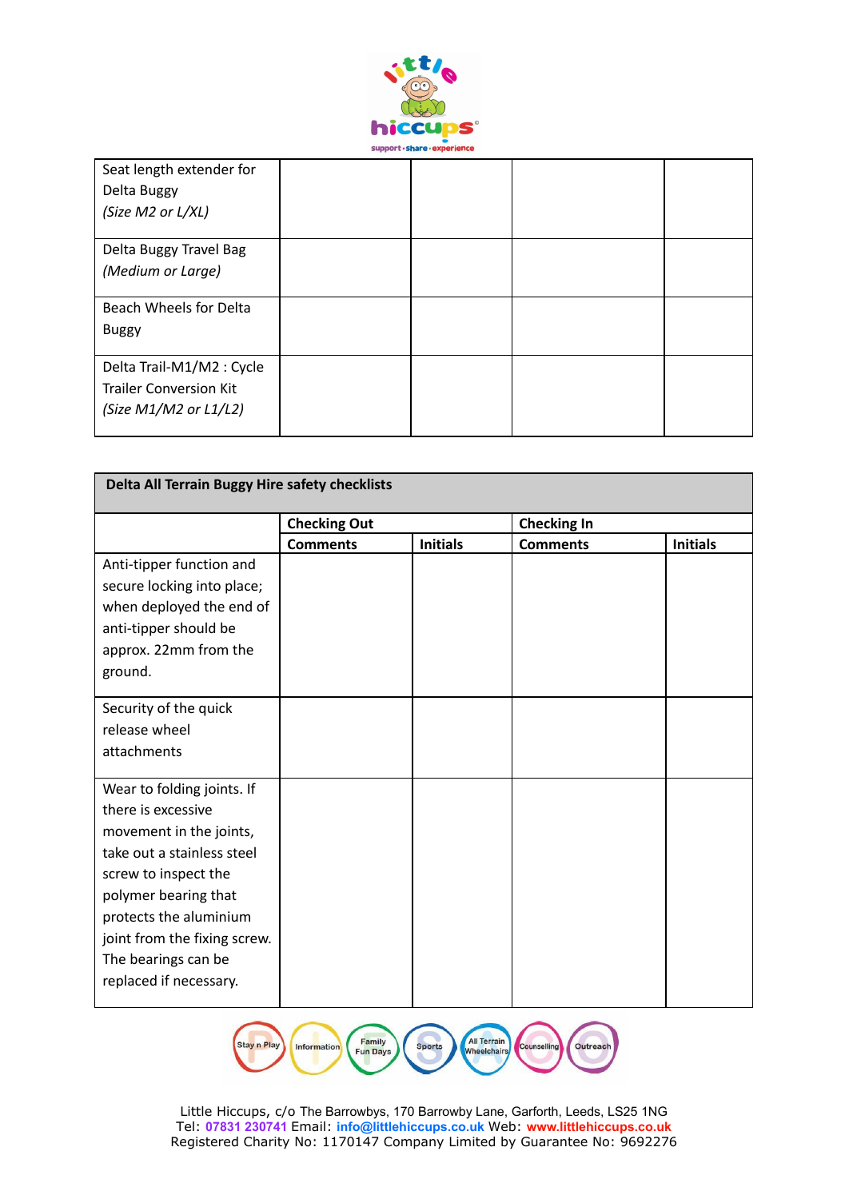| | | | | |
|---|---|---|---|---|
| Seat length extender for Delta Buggy *(Size M2 or L/XL)* | | | | |
| Delta Buggy Travel Bag *(Medium or Large)* | | | | |
| Beach Wheels for Delta Buggy | | | | |
| Delta Trail-M1/M2 : Cycle Trailer Conversion Kit *(Size M1/M2 or L1/L2)* | | | | |

| **Delta All Terrain Buggy Hire safety checklists** | | | | |
|---|---|---|---|---|
| | **Checking Out** | | **Checking In** | |
| | **Comments** | **Initials** | **Comments** | **Initials** |
| Anti-tipper function and secure locking into place; when deployed the end of anti-tipper should be approx. 22mm from the ground. | | | | |
| Security of the quick release wheel attachments | | | | |
| Wear to folding joints. If there is excessive movement in the joints, take out a stainless steel screw to inspect the polymer bearing that protects the aluminium joint from the fixing screw. The bearings can be replaced if necessary. | | | | |

Little Hiccups, c/o The Barrowbys, 170 Barrowby Lane, Garforth, Leeds, LS25 1NG
Tel: 07831 230741 Email: info@littlehiccups.co.uk Web: www.littlehiccups.co.uk
Registered Charity No: 1170147 Company Limited by Guarantee No: 9692276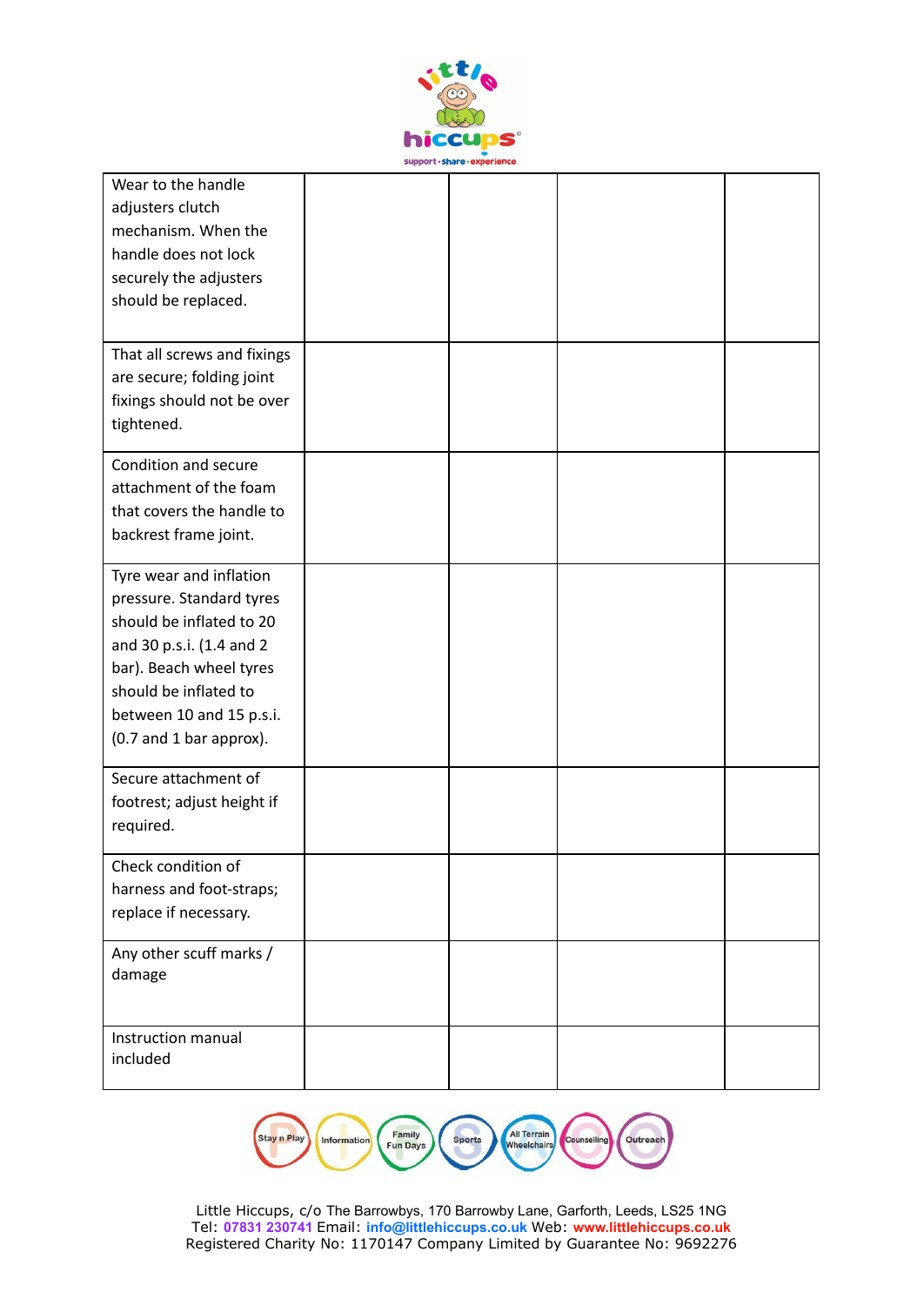| | | | | |
|---|---|---|---|---|
| Wear to the handle adjusters clutch mechanism. When the handle does not lock securely the adjusters should be replaced. | | | | |
| That all screws and fixings are secure; folding joint fixings should not be over tightened. | | | | |
| Condition and secure attachment of the foam that covers the handle to backrest frame joint. | | | | |
| Tyre wear and inflation pressure. Standard tyres should be inflated to 20 and 30 p.s.i. (1.4 and 2 bar). Beach wheel tyres should be inflated to between 10 and 15 p.s.i. (0.7 and 1 bar approx). | | | | |
| Secure attachment of footrest; adjust height if required. | | | | |
| Check condition of harness and foot-straps; replace if necessary. | | | | |
| Any other scuff marks / damage | | | | |
| Instruction manual included | | | | |

Stay n Play · Information · Family Fun Days · Sports · All Terrain Wheelchairs · Counselling · Outreach

Little Hiccups, c/o The Barrowbys, 170 Barrowby Lane, Garforth, Leeds, LS25 1NG
Tel: 07831 230741 Email: info@littlehiccups.co.uk Web: www.littlehiccups.co.uk
Registered Charity No: 1170147 Company Limited by Guarantee No: 9692276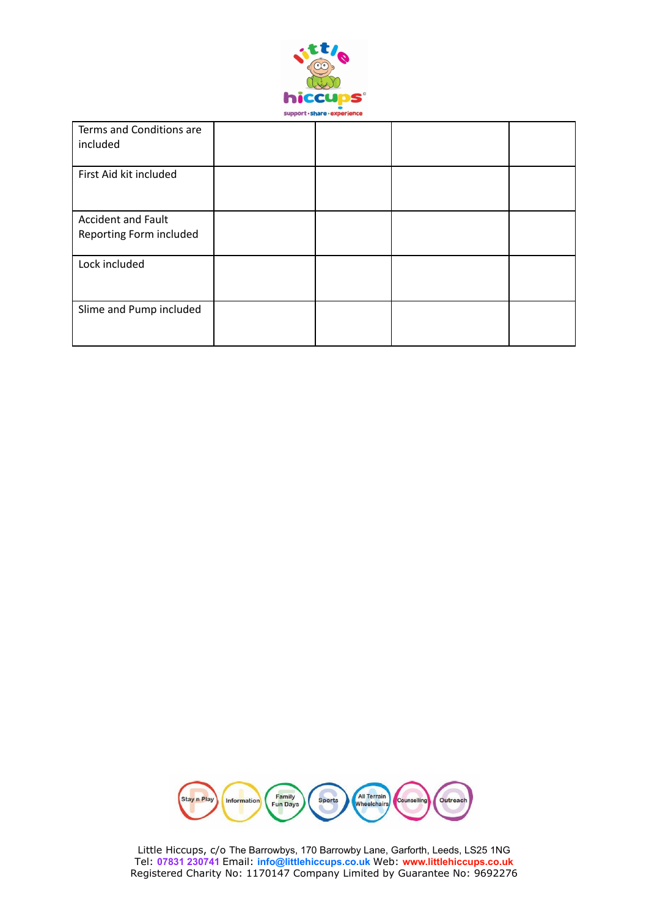| Terms and Conditions are included | | | | |
|---|---|---|---|---|
| First Aid kit included | | | | |
| Accident and Fault Reporting Form included | | | | |
| Lock included | | | | |
| Slime and Pump included | | | | |

Little Hiccups, c/o The Barrowbys, 170 Barrowby Lane, Garforth, Leeds, LS25 1NG
Tel: 07831 230741 Email: info@littlehiccups.co.uk Web: www.littlehiccups.co.uk
Registered Charity No: 1170147 Company Limited by Guarantee No: 9692276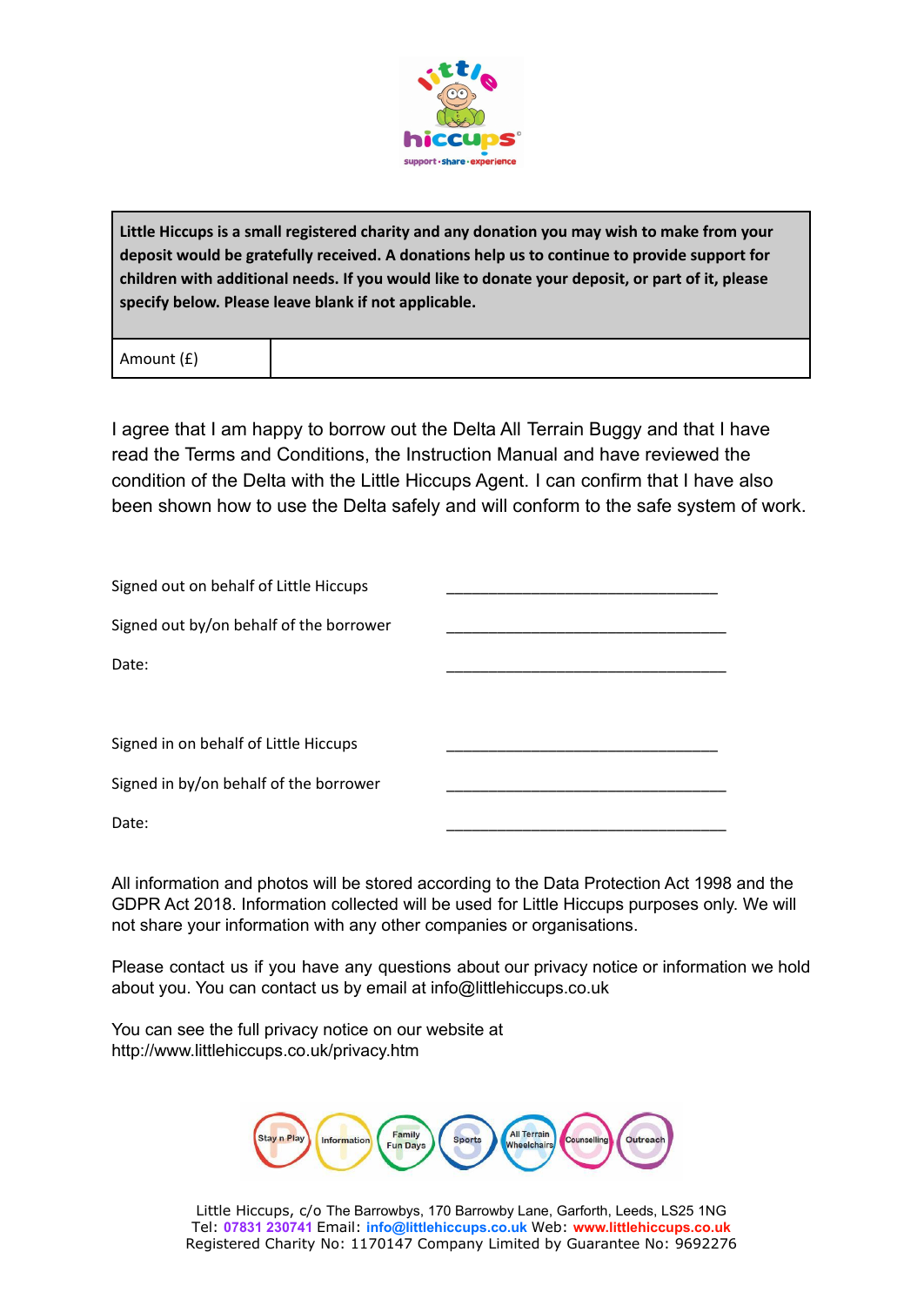**Little Hiccups is a small registered charity and any donation you may wish to make from your deposit would be gratefully received. A donations help us to continue to provide support for children with additional needs. If you would like to donate your deposit, or part of it, please specify below. Please leave blank if not applicable.**

| | |
|---|---|
| Amount (£) | |

I agree that I am happy to borrow out the Delta All Terrain Buggy and that I have read the Terms and Conditions, the Instruction Manual and have reviewed the condition of the Delta with the Little Hiccups Agent. I can confirm that I have also been shown how to use the Delta safely and will conform to the safe system of work.

Signed out on behalf of Little Hiccups \_\_\_\_\_\_\_\_\_\_\_\_\_\_\_\_\_\_\_\_\_\_\_\_\_\_\_\_\_\_

Signed out by/on behalf of the borrower \_\_\_\_\_\_\_\_\_\_\_\_\_\_\_\_\_\_\_\_\_\_\_\_\_\_\_\_\_\_

Date: \_\_\_\_\_\_\_\_\_\_\_\_\_\_\_\_\_\_\_\_\_\_\_\_\_\_\_\_\_\_

Signed in on behalf of Little Hiccups \_\_\_\_\_\_\_\_\_\_\_\_\_\_\_\_\_\_\_\_\_\_\_\_\_\_\_\_\_\_

Signed in by/on behalf of the borrower \_\_\_\_\_\_\_\_\_\_\_\_\_\_\_\_\_\_\_\_\_\_\_\_\_\_\_\_\_\_

Date: \_\_\_\_\_\_\_\_\_\_\_\_\_\_\_\_\_\_\_\_\_\_\_\_\_\_\_\_\_\_

All information and photos will be stored according to the Data Protection Act 1998 and the GDPR Act 2018. Information collected will be used for Little Hiccups purposes only. We will not share your information with any other companies or organisations.

Please contact us if you have any questions about our privacy notice or information we hold about you. You can contact us by email at info@littlehiccups.co.uk

You can see the full privacy notice on our website at http://www.littlehiccups.co.uk/privacy.htm

Stay n Play · Information · Family Fun Days · Sports · All Terrain Wheelchairs · Counselling · Outreach

Little Hiccups, c/o The Barrowbys, 170 Barrowby Lane, Garforth, Leeds, LS25 1NG
Tel: 07831 230741 Email: info@littlehiccups.co.uk Web: www.littlehiccups.co.uk
Registered Charity No: 1170147 Company Limited by Guarantee No: 9692276